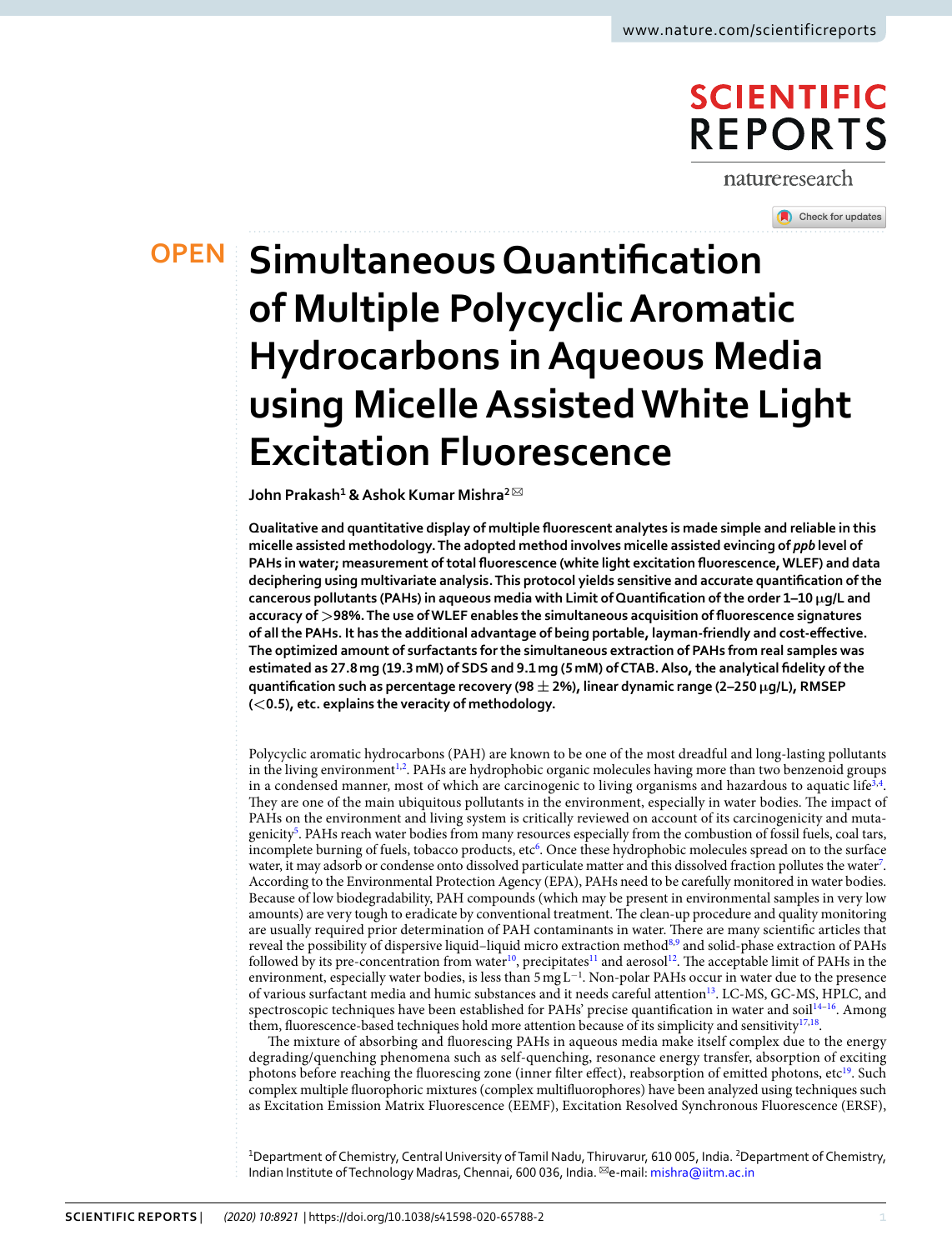# Simultaneous Quantification of Multiple Polycyclic Aromatic Hydrocarbons in Aqueous Media using Micelle Assisted White Light Excitation Fluorescence

John Prakash[1] & Ashok Kumar Mishra[2]✉

**Qualitative and quantitative display of multiple fluorescent analytes is made simple and reliable in this micelle assisted methodology. The adopted method involves micelle assisted evincing of *ppb* level of PAHs in water; measurement of total fluorescence (white light excitation fluorescence, WLEF) and data deciphering using multivariate analysis. This protocol yields sensitive and accurate quantification of the cancerous pollutants (PAHs) in aqueous media with Limit of Quantification of the order 1–10 μg/L and accuracy of >98%. The use of WLEF enables the simultaneous acquisition of fluorescence signatures of all the PAHs. It has the additional advantage of being portable, layman-friendly and cost-effective. The optimized amount of surfactants for the simultaneous extraction of PAHs from real samples was estimated as 27.8 mg (19.3 mM) of SDS and 9.1 mg (5 mM) of CTAB. Also, the analytical fidelity of the quantification such as percentage recovery (98 ± 2%), linear dynamic range (2–250 μg/L), RMSEP (<0.5), etc. explains the veracity of methodology.**

Polycyclic aromatic hydrocarbons (PAH) are known to be one of the most dreadful and long-lasting pollutants in the living environment[1,2]. PAHs are hydrophobic organic molecules having more than two benzenoid groups in a condensed manner, most of which are carcinogenic to living organisms and hazardous to aquatic life[3,4]. They are one of the main ubiquitous pollutants in the environment, especially in water bodies. The impact of PAHs on the environment and living system is critically reviewed on account of its carcinogenicity and mutagenicity[5]. PAHs reach water bodies from many resources especially from the combustion of fossil fuels, coal tars, incomplete burning of fuels, tobacco products, etc[6]. Once these hydrophobic molecules spread on to the surface water, it may adsorb or condense onto dissolved particulate matter and this dissolved fraction pollutes the water[7]. According to the Environmental Protection Agency (EPA), PAHs need to be carefully monitored in water bodies. Because of low biodegradability, PAH compounds (which may be present in environmental samples in very low amounts) are very tough to eradicate by conventional treatment. The clean-up procedure and quality monitoring are usually required prior determination of PAH contaminants in water. There are many scientific articles that reveal the possibility of dispersive liquid–liquid micro extraction method[8,9] and solid-phase extraction of PAHs followed by its pre-concentration from water[10], precipitates[11] and aerosol[12]. The acceptable limit of PAHs in the environment, especially water bodies, is less than 5 mg L$^{-1}$. Non-polar PAHs occur in water due to the presence of various surfactant media and humic substances and it needs careful attention[13]. LC-MS, GC-MS, HPLC, and spectroscopic techniques have been established for PAHs' precise quantification in water and soil[14–16]. Among them, fluorescence-based techniques hold more attention because of its simplicity and sensitivity[17,18].

The mixture of absorbing and fluorescing PAHs in aqueous media make itself complex due to the energy degrading/quenching phenomena such as self-quenching, resonance energy transfer, absorption of exciting photons before reaching the fluorescing zone (inner filter effect), reabsorption of emitted photons, etc[19]. Such complex multiple fluorophoric mixtures (complex multifluorophores) have been analyzed using techniques such as Excitation Emission Matrix Fluorescence (EEMF), Excitation Resolved Synchronous Fluorescence (ERSF),

[1]Department of Chemistry, Central University of Tamil Nadu, Thiruvarur, 610 005, India. [2]Department of Chemistry, Indian Institute of Technology Madras, Chennai, 600 036, India. ✉e-mail: mishra@iitm.ac.in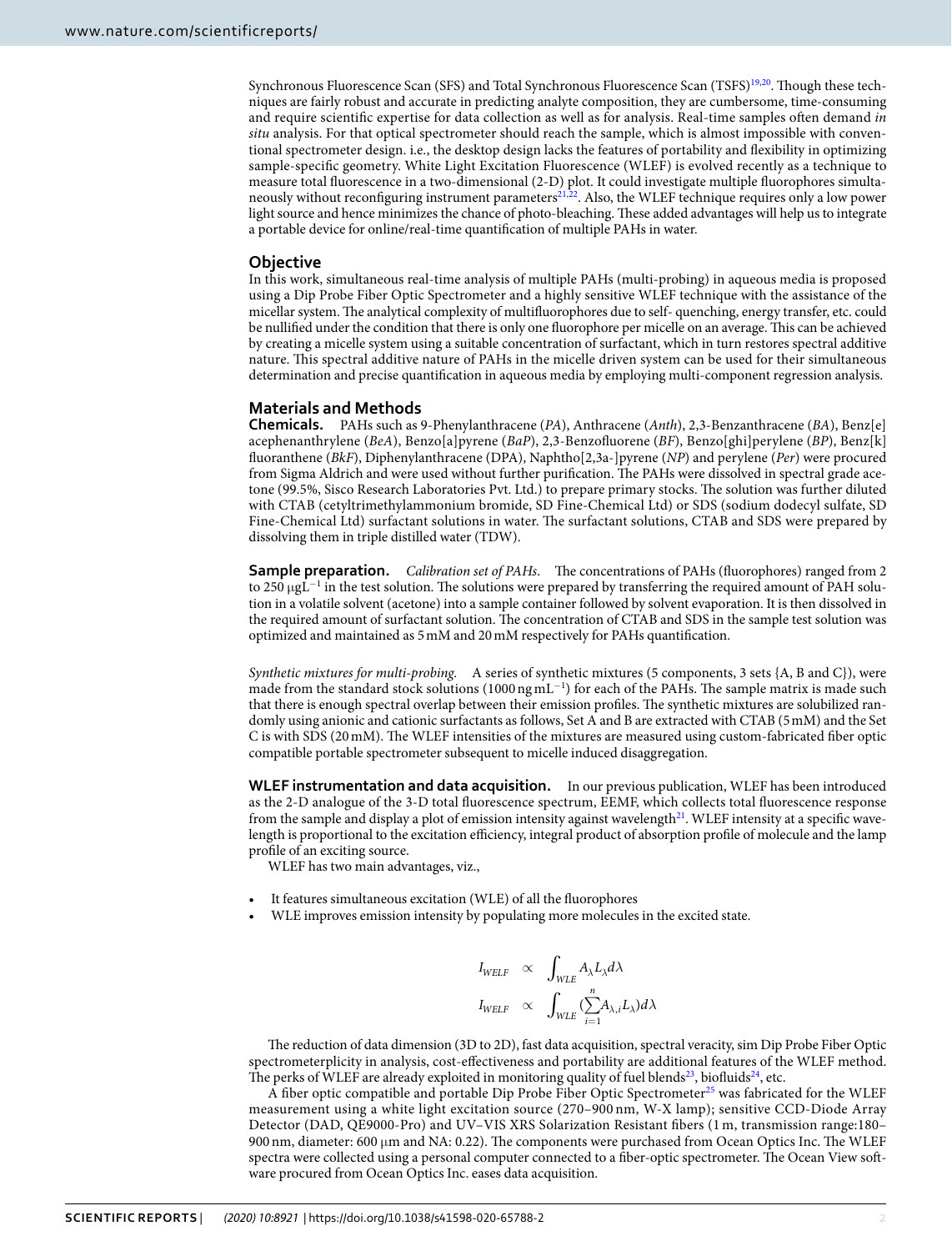Synchronous Fluorescence Scan (SFS) and Total Synchronous Fluorescence Scan (TSFS)[19,20]. Though these techniques are fairly robust and accurate in predicting analyte composition, they are cumbersome, time-consuming and require scientific expertise for data collection as well as for analysis. Real-time samples often demand *in situ* analysis. For that optical spectrometer should reach the sample, which is almost impossible with conventional spectrometer design. i.e., the desktop design lacks the features of portability and flexibility in optimizing sample-specific geometry. White Light Excitation Fluorescence (WLEF) is evolved recently as a technique to measure total fluorescence in a two-dimensional (2-D) plot. It could investigate multiple fluorophores simultaneously without reconfiguring instrument parameters[21,22]. Also, the WLEF technique requires only a low power light source and hence minimizes the chance of photo-bleaching. These added advantages will help us to integrate a portable device for online/real-time quantification of multiple PAHs in water.

## Objective

In this work, simultaneous real-time analysis of multiple PAHs (multi-probing) in aqueous media is proposed using a Dip Probe Fiber Optic Spectrometer and a highly sensitive WLEF technique with the assistance of the micellar system. The analytical complexity of multifluorophores due to self- quenching, energy transfer, etc. could be nullified under the condition that there is only one fluorophore per micelle on an average. This can be achieved by creating a micelle system using a suitable concentration of surfactant, which in turn restores spectral additive nature. This spectral additive nature of PAHs in the micelle driven system can be used for their simultaneous determination and precise quantification in aqueous media by employing multi-component regression analysis.

## Materials and Methods

**Chemicals.** PAHs such as 9-Phenylanthracene (*PA*), Anthracene (*Anth*), 2,3-Benzanthracene (*BA*), Benz[e]acephenanthrylene (*BeA*), Benzo[a]pyrene (*BaP*), 2,3-Benzofluorene (*BF*), Benzo[ghi]perylene (*BP*), Benz[k]fluoranthene (*BkF*), Diphenylanthracene (DPA), Naphtho[2,3a-]pyrene (*NP*) and perylene (*Per*) were procured from Sigma Aldrich and were used without further purification. The PAHs were dissolved in spectral grade acetone (99.5%, Sisco Research Laboratories Pvt. Ltd.) to prepare primary stocks. The solution was further diluted with CTAB (cetyltrimethylammonium bromide, SD Fine-Chemical Ltd) or SDS (sodium dodecyl sulfate, SD Fine-Chemical Ltd) surfactant solutions in water. The surfactant solutions, CTAB and SDS were prepared by dissolving them in triple distilled water (TDW).

**Sample preparation.** *Calibration set of PAHs.* The concentrations of PAHs (fluorophores) ranged from 2 to 250 $\mu g L^{-1}$ in the test solution. The solutions were prepared by transferring the required amount of PAH solution in a volatile solvent (acetone) into a sample container followed by solvent evaporation. It is then dissolved in the required amount of surfactant solution. The concentration of CTAB and SDS in the sample test solution was optimized and maintained as 5 mM and 20 mM respectively for PAHs quantification.

*Synthetic mixtures for multi-probing.* A series of synthetic mixtures (5 components, 3 sets {A, B and C}), were made from the standard stock solutions (1000 $ng\,mL^{-1}$) for each of the PAHs. The sample matrix is made such that there is enough spectral overlap between their emission profiles. The synthetic mixtures are solubilized randomly using anionic and cationic surfactants as follows, Set A and B are extracted with CTAB (5 mM) and the Set C is with SDS (20 mM). The WLEF intensities of the mixtures are measured using custom-fabricated fiber optic compatible portable spectrometer subsequent to micelle induced disaggregation.

**WLEF instrumentation and data acquisition.** In our previous publication, WLEF has been introduced as the 2-D analogue of the 3-D total fluorescence spectrum, EEMF, which collects total fluorescence response from the sample and display a plot of emission intensity against wavelength[21]. WLEF intensity at a specific wavelength is proportional to the excitation efficiency, integral product of absorption profile of molecule and the lamp profile of an exciting source.

WLEF has two main advantages, viz.,

- It features simultaneous excitation (WLE) of all the fluorophores
- WLE improves emission intensity by populating more molecules in the excited state.

$$I_{WELF} \propto \int_{WLE} A_{\lambda} L_{\lambda} d\lambda$$

$$I_{WELF} \propto \int_{WLE} \left(\sum_{i=1}^{n} A_{\lambda,i} L_{\lambda}\right) d\lambda$$

The reduction of data dimension (3D to 2D), fast data acquisition, spectral veracity, sim Dip Probe Fiber Optic spectrometerplicity in analysis, cost-effectiveness and portability are additional features of the WLEF method. The perks of WLEF are already exploited in monitoring quality of fuel blends[23], biofluids[24], etc.

A fiber optic compatible and portable Dip Probe Fiber Optic Spectrometer[25] was fabricated for the WLEF measurement using a white light excitation source (270–900 nm, W-X lamp); sensitive CCD-Diode Array Detector (DAD, QE9000-Pro) and UV–VIS XRS Solarization Resistant fibers (1 m, transmission range:180–900 nm, diameter: 600 μm and NA: 0.22). The components were purchased from Ocean Optics Inc. The WLEF spectra were collected using a personal computer connected to a fiber-optic spectrometer. The Ocean View software procured from Ocean Optics Inc. eases data acquisition.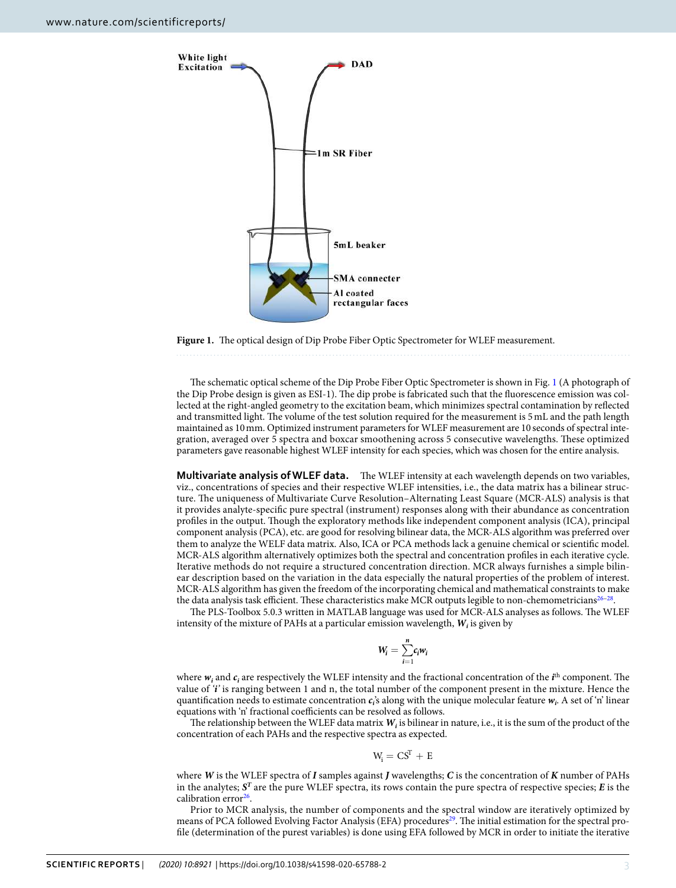Figure 1. The optical design of Dip Probe Fiber Optic Spectrometer for WLEF measurement.

The schematic optical scheme of the Dip Probe Fiber Optic Spectrometer is shown in Fig. 1 (A photograph of the Dip Probe design is given as ESI-1). The dip probe is fabricated such that the fluorescence emission was collected at the right-angled geometry to the excitation beam, which minimizes spectral contamination by reflected and transmitted light. The volume of the test solution required for the measurement is 5 mL and the path length maintained as 10 mm. Optimized instrument parameters for WLEF measurement are 10 seconds of spectral integration, averaged over 5 spectra and boxcar smoothening across 5 consecutive wavelengths. These optimized parameters gave reasonable highest WLEF intensity for each species, which was chosen for the entire analysis.

**Multivariate analysis of WLEF data.** The WLEF intensity at each wavelength depends on two variables, viz., concentrations of species and their respective WLEF intensities, i.e., the data matrix has a bilinear structure. The uniqueness of Multivariate Curve Resolution–Alternating Least Square (MCR-ALS) analysis is that it provides analyte-specific pure spectral (instrument) responses along with their abundance as concentration profiles in the output. Though the exploratory methods like independent component analysis (ICA), principal component analysis (PCA), etc. are good for resolving bilinear data, the MCR-ALS algorithm was preferred over them to analyze the WELF data matrix. Also, ICA or PCA methods lack a genuine chemical or scientific model. MCR-ALS algorithm alternatively optimizes both the spectral and concentration profiles in each iterative cycle. Iterative methods do not require a structured concentration direction. MCR always furnishes a simple bilinear description based on the variation in the data especially the natural properties of the problem of interest. MCR-ALS algorithm has given the freedom of the incorporating chemical and mathematical constraints to make the data analysis task efficient. These characteristics make MCR outputs legible to non-chemometricians[26–28].

The PLS-Toolbox 5.0.3 written in MATLAB language was used for MCR-ALS analyses as follows. The WLEF intensity of the mixture of PAHs at a particular emission wavelength, $W_i$ is given by

$$W_i = \sum_{i=1}^{n} c_i w_i$$

where $w_i$ and $c_i$ are respectively the WLEF intensity and the fractional concentration of the $i^{th}$ component. The value of '$i$' is ranging between 1 and n, the total number of the component present in the mixture. Hence the quantification needs to estimate concentration $c_i$'s along with the unique molecular feature $w_i$. A set of 'n' linear equations with 'n' fractional coefficients can be resolved as follows.

The relationship between the WLEF data matrix $W_i$ is bilinear in nature, i.e., it is the sum of the product of the concentration of each PAHs and the respective spectra as expected.

$$W_i = CS^T + E$$

where $W$ is the WLEF spectra of $I$ samples against $J$ wavelengths; $C$ is the concentration of $K$ number of PAHs in the analytes; $S^T$ are the pure WLEF spectra, its rows contain the pure spectra of respective species; $E$ is the calibration error[26].

Prior to MCR analysis, the number of components and the spectral window are iteratively optimized by means of PCA followed Evolving Factor Analysis (EFA) procedures[29]. The initial estimation for the spectral profile (determination of the purest variables) is done using EFA followed by MCR in order to initiate the iterative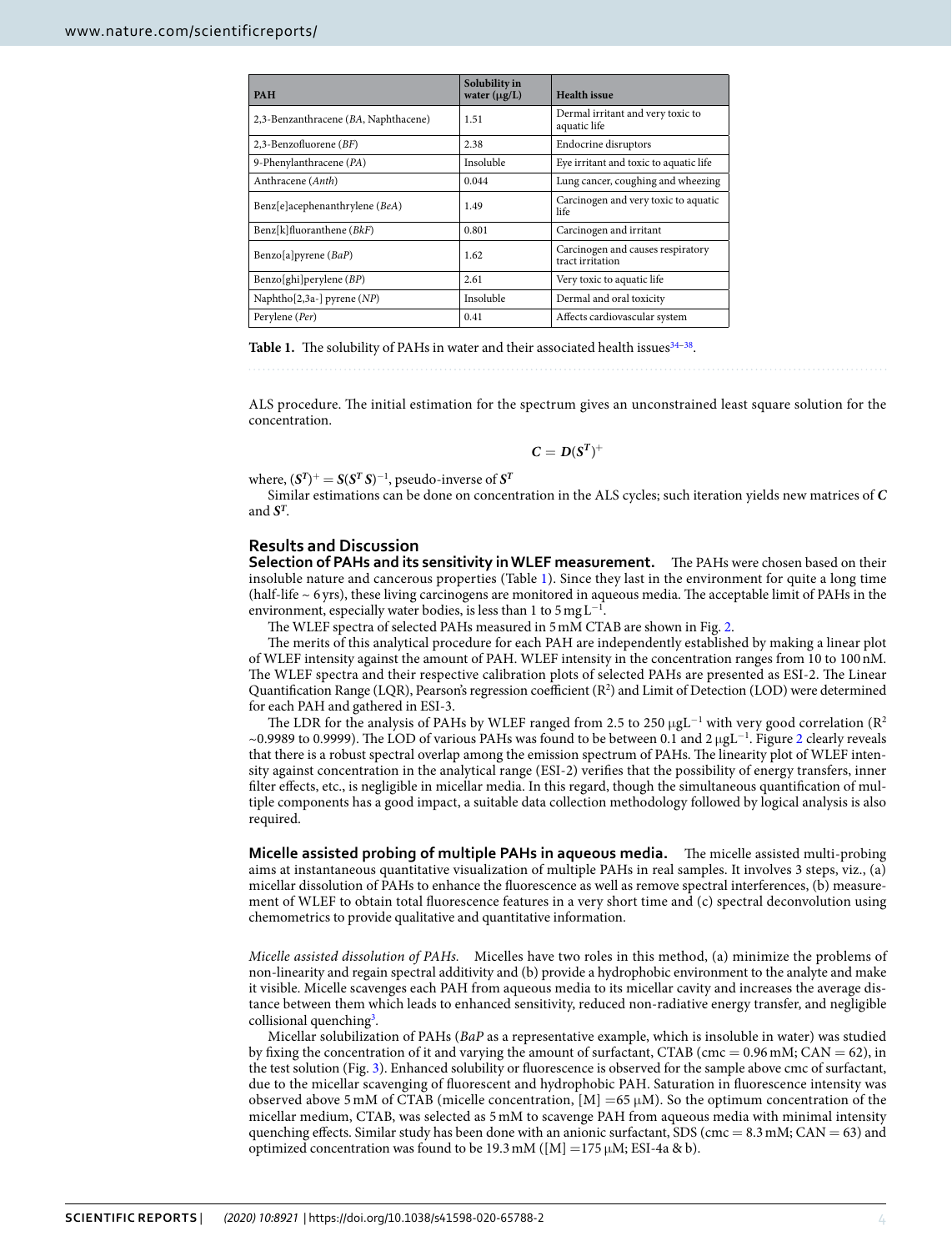| PAH | Solubility in water (μg/L) | Health issue |
|---|---|---|
| 2,3-Benzanthracene (*BA*, Naphthacene) | 1.51 | Dermal irritant and very toxic to aquatic life |
| 2,3-Benzofluorene (*BF*) | 2.38 | Endocrine disruptors |
| 9-Phenylanthracene (*PA*) | Insoluble | Eye irritant and toxic to aquatic life |
| Anthracene (*Anth*) | 0.044 | Lung cancer, coughing and wheezing |
| Benz[e]acephenanthrylene (*BeA*) | 1.49 | Carcinogen and very toxic to aquatic life |
| Benz[k]fluoranthene (*BkF*) | 0.801 | Carcinogen and irritant |
| Benzo[a]pyrene (*BaP*) | 1.62 | Carcinogen and causes respiratory tract irritation |
| Benzo[ghi]perylene (*BP*) | 2.61 | Very toxic to aquatic life |
| Naphtho[2,3a-] pyrene (*NP*) | Insoluble | Dermal and oral toxicity |
| Perylene (*Per*) | 0.41 | Affects cardiovascular system |

**Table 1.** The solubility of PAHs in water and their associated health issues[34–38].

ALS procedure. The initial estimation for the spectrum gives an unconstrained least square solution for the concentration.

$$\boldsymbol{C} = \boldsymbol{D}(\boldsymbol{S^T})^{+}$$

where, $(\boldsymbol{S^T})^{+} = \boldsymbol{S}(\boldsymbol{S^T}\,\boldsymbol{S})^{-1}$, pseudo-inverse of $\boldsymbol{S^T}$

Similar estimations can be done on concentration in the ALS cycles; such iteration yields new matrices of $\boldsymbol{C}$ and $\boldsymbol{S^T}$.

## Results and Discussion

**Selection of PAHs and its sensitivity in WLEF measurement.** The PAHs were chosen based on their insoluble nature and cancerous properties (Table 1). Since they last in the environment for quite a long time (half-life ~ 6 yrs), these living carcinogens are monitored in aqueous media. The acceptable limit of PAHs in the environment, especially water bodies, is less than 1 to 5 mg $L^{-1}$.

The WLEF spectra of selected PAHs measured in 5 mM CTAB are shown in Fig. 2.

The merits of this analytical procedure for each PAH are independently established by making a linear plot of WLEF intensity against the amount of PAH. WLEF intensity in the concentration ranges from 10 to 100 nM. The WLEF spectra and their respective calibration plots of selected PAHs are presented as ESI-2. The Linear Quantification Range (LQR), Pearson's regression coefficient ($R^2$) and Limit of Detection (LOD) were determined for each PAH and gathered in ESI-3.

The LDR for the analysis of PAHs by WLEF ranged from 2.5 to 250 μg$L^{-1}$ with very good correlation ($R^2$ ~0.9989 to 0.9999). The LOD of various PAHs was found to be between 0.1 and 2 μg$L^{-1}$. Figure 2 clearly reveals that there is a robust spectral overlap among the emission spectrum of PAHs. The linearity plot of WLEF intensity against concentration in the analytical range (ESI-2) verifies that the possibility of energy transfers, inner filter effects, etc., is negligible in micellar media. In this regard, though the simultaneous quantification of multiple components has a good impact, a suitable data collection methodology followed by logical analysis is also required.

**Micelle assisted probing of multiple PAHs in aqueous media.** The micelle assisted multi-probing aims at instantaneous quantitative visualization of multiple PAHs in real samples. It involves 3 steps, viz., (a) micellar dissolution of PAHs to enhance the fluorescence as well as remove spectral interferences, (b) measurement of WLEF to obtain total fluorescence features in a very short time and (c) spectral deconvolution using chemometrics to provide qualitative and quantitative information.

*Micelle assisted dissolution of PAHs.* Micelles have two roles in this method, (a) minimize the problems of non-linearity and regain spectral additivity and (b) provide a hydrophobic environment to the analyte and make it visible. Micelle scavenges each PAH from aqueous media to its micellar cavity and increases the average distance between them which leads to enhanced sensitivity, reduced non-radiative energy transfer, and negligible collisional quenching[3].

Micellar solubilization of PAHs (*BaP* as a representative example, which is insoluble in water) was studied by fixing the concentration of it and varying the amount of surfactant, CTAB (cmc = 0.96 mM; CAN = 62), in the test solution (Fig. 3). Enhanced solubility or fluorescence is observed for the sample above cmc of surfactant, due to the micellar scavenging of fluorescent and hydrophobic PAH. Saturation in fluorescence intensity was observed above 5 mM of CTAB (micelle concentration, [M] =65 μM). So the optimum concentration of the micellar medium, CTAB, was selected as 5 mM to scavenge PAH from aqueous media with minimal intensity quenching effects. Similar study has been done with an anionic surfactant, SDS (cmc = 8.3 mM; CAN = 63) and optimized concentration was found to be 19.3 mM ([M] =175 μM; ESI-4a & b).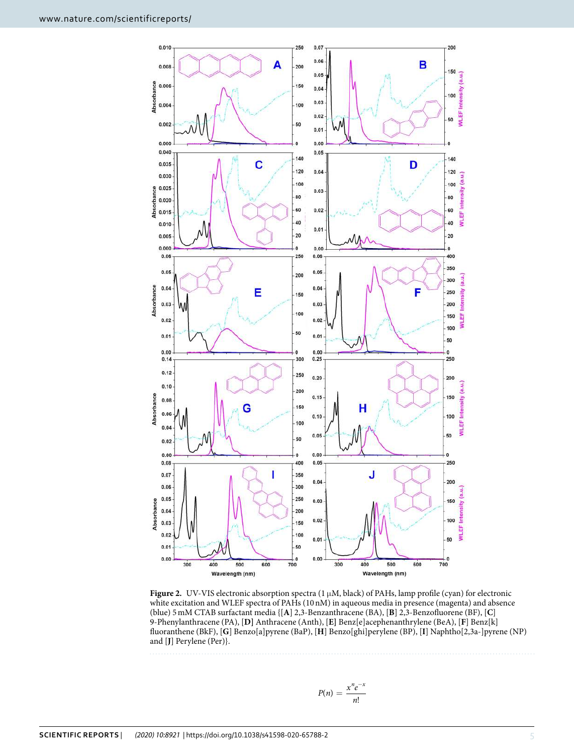**Figure 2.** UV-VIS electronic absorption spectra (1 μM, black) of PAHs, lamp profile (cyan) for electronic white excitation and WLEF spectra of PAHs (10 nM) in aqueous media in presence (magenta) and absence (blue) 5 mM CTAB surfactant media {[**A**] 2,3-Benzanthracene (BA), [**B**] 2,3-Benzofluorene (BF), [**C**] 9-Phenylanthracene (PA), [**D**] Anthracene (Anth), [**E**] Benz[e]acephenanthrylene (BeA), [**F**] Benz[k] fluoranthene (BkF), [**G**] Benzo[a]pyrene (BaP), [**H**] Benzo[ghi]perylene (BP), [**I**] Naphtho[2,3a-]pyrene (NP) and [**J**] Perylene (Per)}.

$$P(n) = \frac{x^n e^{-x}}{n!}$$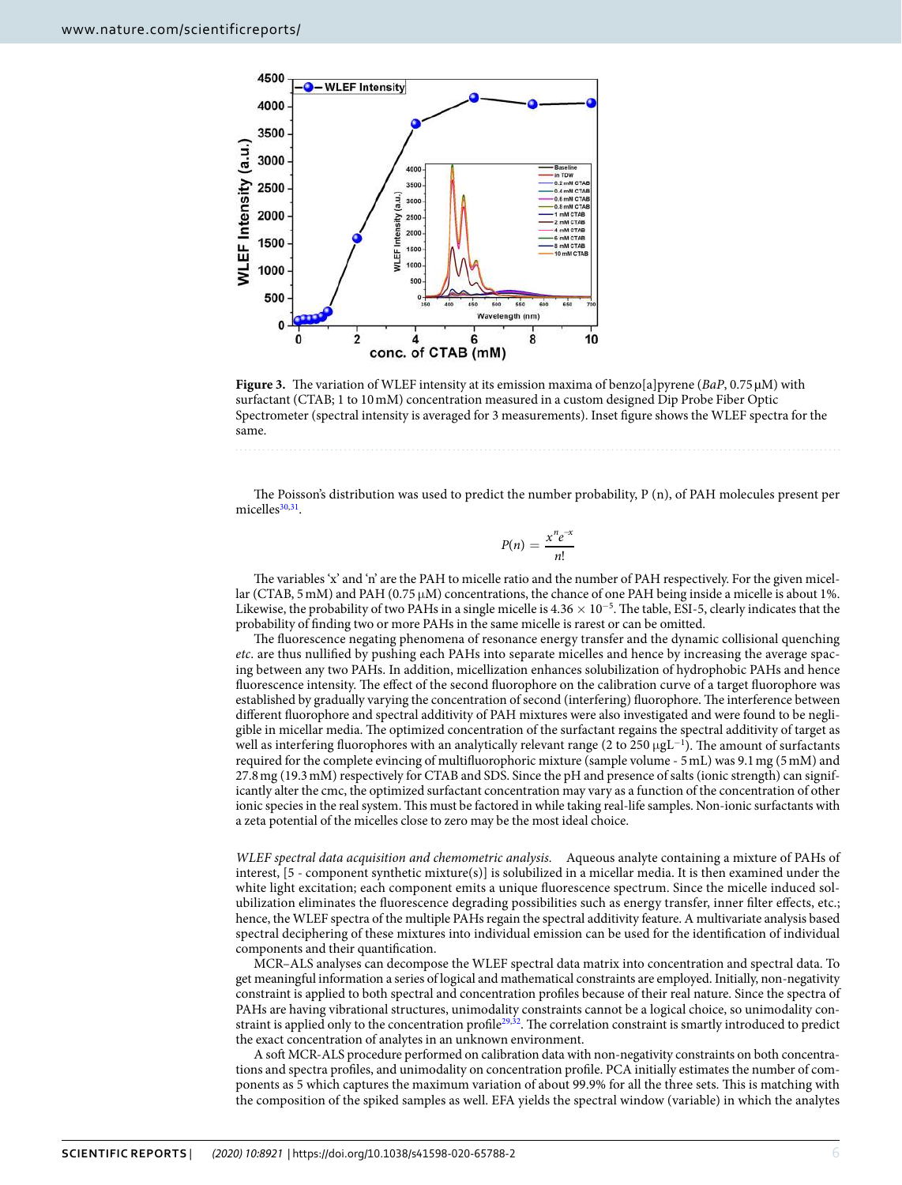**Figure 3.** The variation of WLEF intensity at its emission maxima of benzo[a]pyrene (*BaP*, 0.75 µM) with surfactant (CTAB; 1 to 10 mM) concentration measured in a custom designed Dip Probe Fiber Optic Spectrometer (spectral intensity is averaged for 3 measurements). Inset figure shows the WLEF spectra for the same.

The Poisson's distribution was used to predict the number probability, P (n), of PAH molecules present per micelles[30,31].

$$P(n) = \frac{x^n e^{-x}}{n!}$$

The variables 'x' and 'n' are the PAH to micelle ratio and the number of PAH respectively. For the given micellar (CTAB, 5 mM) and PAH (0.75 µM) concentrations, the chance of one PAH being inside a micelle is about 1%. Likewise, the probability of two PAHs in a single micelle is $4.36 \times 10^{-5}$. The table, ESI-5, clearly indicates that the probability of finding two or more PAHs in the same micelle is rarest or can be omitted.

The fluorescence negating phenomena of resonance energy transfer and the dynamic collisional quenching *etc*. are thus nullified by pushing each PAHs into separate micelles and hence by increasing the average spacing between any two PAHs. In addition, micellization enhances solubilization of hydrophobic PAHs and hence fluorescence intensity. The effect of the second fluorophore on the calibration curve of a target fluorophore was established by gradually varying the concentration of second (interfering) fluorophore. The interference between different fluorophore and spectral additivity of PAH mixtures were also investigated and were found to be negligible in micellar media. The optimized concentration of the surfactant regains the spectral additivity of target as well as interfering fluorophores with an analytically relevant range (2 to 250 µgL$^{-1}$). The amount of surfactants required for the complete evincing of multifluorophoric mixture (sample volume - 5 mL) was 9.1 mg (5 mM) and 27.8 mg (19.3 mM) respectively for CTAB and SDS. Since the pH and presence of salts (ionic strength) can significantly alter the cmc, the optimized surfactant concentration may vary as a function of the concentration of other ionic species in the real system. This must be factored in while taking real-life samples. Non-ionic surfactants with a zeta potential of the micelles close to zero may be the most ideal choice.

*WLEF spectral data acquisition and chemometric analysis.* Aqueous analyte containing a mixture of PAHs of interest, [5 - component synthetic mixture(s)] is solubilized in a micellar media. It is then examined under the white light excitation; each component emits a unique fluorescence spectrum. Since the micelle induced solubilization eliminates the fluorescence degrading possibilities such as energy transfer, inner filter effects, etc.; hence, the WLEF spectra of the multiple PAHs regain the spectral additivity feature. A multivariate analysis based spectral deciphering of these mixtures into individual emission can be used for the identification of individual components and their quantification.

MCR–ALS analyses can decompose the WLEF spectral data matrix into concentration and spectral data. To get meaningful information a series of logical and mathematical constraints are employed. Initially, non-negativity constraint is applied to both spectral and concentration profiles because of their real nature. Since the spectra of PAHs are having vibrational structures, unimodality constraints cannot be a logical choice, so unimodality constraint is applied only to the concentration profile[29,32]. The correlation constraint is smartly introduced to predict the exact concentration of analytes in an unknown environment.

A soft MCR-ALS procedure performed on calibration data with non-negativity constraints on both concentrations and spectra profiles, and unimodality on concentration profile. PCA initially estimates the number of components as 5 which captures the maximum variation of about 99.9% for all the three sets. This is matching with the composition of the spiked samples as well. EFA yields the spectral window (variable) in which the analytes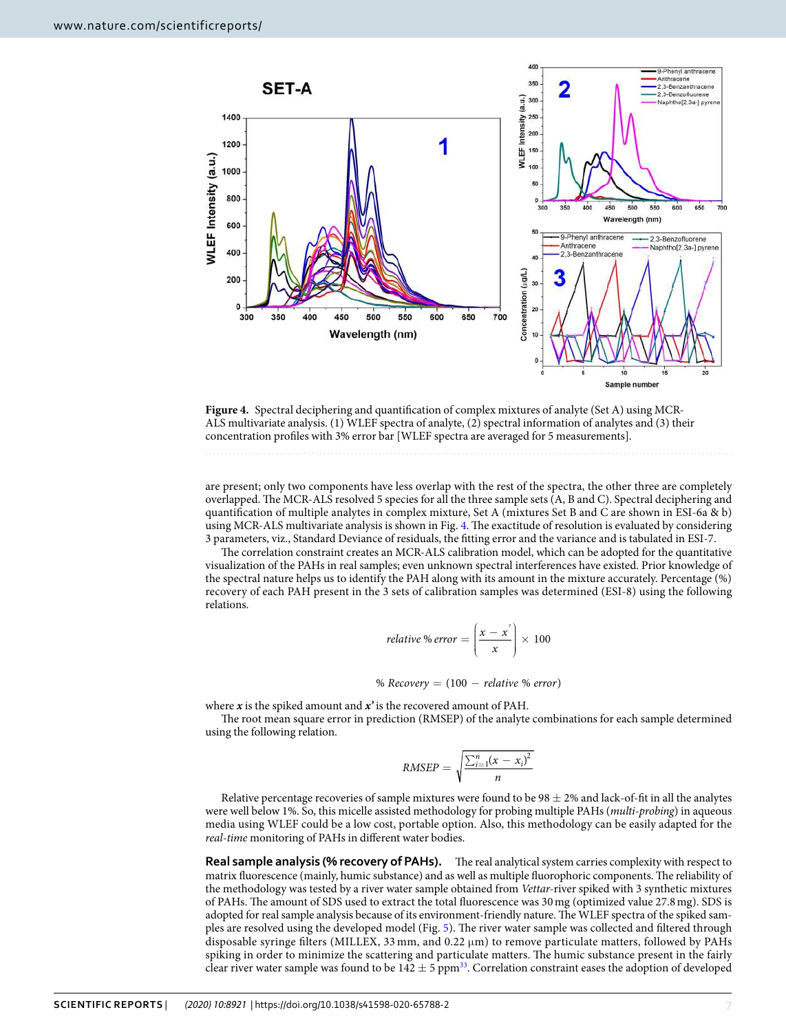**Figure 4.** Spectral deciphering and quantification of complex mixtures of analyte (Set A) using MCR-ALS multivariate analysis. (1) WLEF spectra of analyte, (2) spectral information of analytes and (3) their concentration profiles with 3% error bar [WLEF spectra are averaged for 5 measurements].

are present; only two components have less overlap with the rest of the spectra, the other three are completely overlapped. The MCR-ALS resolved 5 species for all the three sample sets (A, B and C). Spectral deciphering and quantification of multiple analytes in complex mixture, Set A (mixtures Set B and C are shown in ESI-6a & b) using MCR-ALS multivariate analysis is shown in Fig. 4. The exactitude of resolution is evaluated by considering 3 parameters, viz., Standard Deviance of residuals, the fitting error and the variance and is tabulated in ESI-7.

The correlation constraint creates an MCR-ALS calibration model, which can be adopted for the quantitative visualization of the PAHs in real samples; even unknown spectral interferences have existed. Prior knowledge of the spectral nature helps us to identify the PAH along with its amount in the mixture accurately. Percentage (%) recovery of each PAH present in the 3 sets of calibration samples was determined (ESI-8) using the following relations.

$$relative\ \%\ error = \left(\frac{x - x'}{x}\right) \times 100$$

$$\%\ Recovery = (100 - relative\ \%\ error)$$

where $\boldsymbol{x}$ is the spiked amount and $\boldsymbol{x'}$ is the recovered amount of PAH.

The root mean square error in prediction (RMSEP) of the analyte combinations for each sample determined using the following relation.

$$RMSEP = \sqrt{\frac{\sum_{i=1}^{n}(x - x_i)^2}{n}}$$

Relative percentage recoveries of sample mixtures were found to be $98 \pm 2\%$ and lack-of-fit in all the analytes were well below 1%. So, this micelle assisted methodology for probing multiple PAHs (*multi-probing*) in aqueous media using WLEF could be a low cost, portable option. Also, this methodology can be easily adapted for the *real-time* monitoring of PAHs in different water bodies.

**Real sample analysis (% recovery of PAHs).** The real analytical system carries complexity with respect to matrix fluorescence (mainly, humic substance) and as well as multiple fluorophoric components. The reliability of the methodology was tested by a river water sample obtained from *Vettar*-river spiked with 3 synthetic mixtures of PAHs. The amount of SDS used to extract the total fluorescence was 30 mg (optimized value 27.8 mg). SDS is adopted for real sample analysis because of its environment-friendly nature. The WLEF spectra of the spiked samples are resolved using the developed model (Fig. 5). The river water sample was collected and filtered through disposable syringe filters (MILLEX, 33 mm, and 0.22 µm) to remove particulate matters, followed by PAHs spiking in order to minimize the scattering and particulate matters. The humic substance present in the fairly clear river water sample was found to be $142 \pm 5$ ppm[33]. Correlation constraint eases the adoption of developed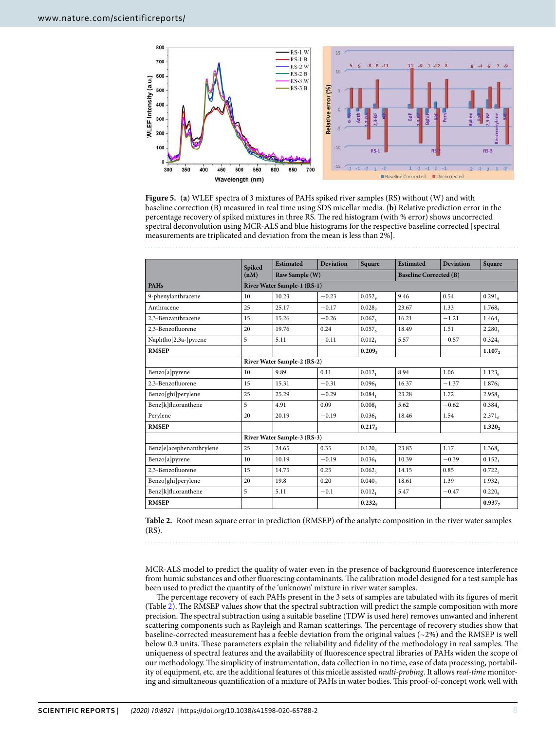**Figure 5.** (**a**) WLEF spectra of 3 mixtures of PAHs spiked river samples (RS) without (W) and with baseline correction (B) measured in real time using SDS micellar media. (**b**) Relative prediction error in the percentage recovery of spiked mixtures in three RS. The red histogram (with % error) shows uncorrected spectral deconvolution using MCR-ALS and blue histograms for the respective baseline corrected [spectral measurements are triplicated and deviation from the mean is less than 2%].

| PAHs | Spiked (nM) | Estimated | Deviation | Square | Estimated | Deviation | Square |
|---|---|---|---|---|---|---|---|
| | | Raw Sample (W) | | | Baseline Corrected (B) | | |
| | River Water Sample-1 (RS-1) | | | | | | |
| 9-phenylanthracene | 10 | 10.23 | −0.23 | $0.052_9$ | 9.46 | 0.54 | $0.291_6$ |
| Anthracene | 25 | 25.17 | −0.17 | $0.028_9$ | 23.67 | 1.33 | $1.768_9$ |
| 2,3-Benzanthracene | 15 | 15.26 | −0.26 | $0.067_6$ | 16.21 | −1.21 | $1.464_1$ |
| 2,3-Benzofluorene | 20 | 19.76 | 0.24 | $0.057_6$ | 18.49 | 1.51 | $2.280_1$ |
| Naphtho[2,3a-]pyrene | 5 | 5.11 | −0.11 | $0.012_1$ | 5.57 | −0.57 | $0.324_9$ |
| **RMSEP** | | | | **$0.209_3$** | | | **$1.107_2$** |
| | River Water Sample-2 (RS-2) | | | | | | |
| Benzo[a]pyrene | 10 | 9.89 | 0.11 | $0.012_1$ | 8.94 | 1.06 | $1.123_6$ |
| 2,3-Benzofluorene | 15 | 15.31 | −0.31 | $0.096_1$ | 16.37 | −1.37 | $1.876_9$ |
| Benzo[ghi]perylene | 25 | 25.29 | −0.29 | $0.084_1$ | 23.28 | 1.72 | $2.958_4$ |
| Benz[k]fluoranthene | 5 | 4.91 | 0.09 | $0.008_1$ | 5.62 | −0.62 | $0.384_4$ |
| Perylene | 20 | 20.19 | −0.19 | $0.036_1$ | 18.46 | 1.54 | $2.371_6$ |
| **RMSEP** | | | | **$0.217_5$** | | | **$1.320_2$** |
| | River Water Sample-3 (RS-3) | | | | | | |
| Benz[e]acephenanthrylene | 25 | 24.65 | 0.35 | $0.120_4$ | 23.83 | 1.17 | $1.368_9$ |
| Benzo[a]pyrene | 10 | 10.19 | −0.19 | $0.036_1$ | 10.39 | −0.39 | $0.152_1$ |
| 2,3-Benzofluorene | 15 | 14.75 | 0.25 | $0.062_5$ | 14.15 | 0.85 | $0.722_5$ |
| Benzo[ghi]perylene | 20 | 19.8 | 0.20 | $0.040_0$ | 18.61 | 1.39 | $1.932_1$ |
| Benz[k]fluoranthene | 5 | 5.11 | −0.1 | $0.012_1$ | 5.47 | −0.47 | $0.220_9$ |
| **RMSEP** | | | | **$0.232_9$** | | | **$0.937_7$** |

**Table 2.** Root mean square error in prediction (RMSEP) of the analyte composition in the river water samples (RS).

MCR-ALS model to predict the quality of water even in the presence of background fluorescence interference from humic substances and other fluorescing contaminants. The calibration model designed for a test sample has been used to predict the quantity of the 'unknown' mixture in river water samples.

The percentage recovery of each PAHs present in the 3 sets of samples are tabulated with its figures of merit (Table 2). The RMSEP values show that the spectral subtraction will predict the sample composition with more precision. The spectral subtraction using a suitable baseline (TDW is used here) removes unwanted and inherent scattering components such as Rayleigh and Raman scatterings. The percentage of recovery studies show that baseline-corrected measurement has a feeble deviation from the original values (~2%) and the RMSEP is well below 0.3 units. These parameters explain the reliability and fidelity of the methodology in real samples. The uniqueness of spectral features and the availability of fluorescence spectral libraries of PAHs widen the scope of our methodology. The simplicity of instrumentation, data collection in no time, ease of data processing, portability of equipment, etc. are the additional features of this micelle assisted *multi-probing*. It allows *real-time* monitoring and simultaneous quantification of a mixture of PAHs in water bodies. This proof-of-concept work well with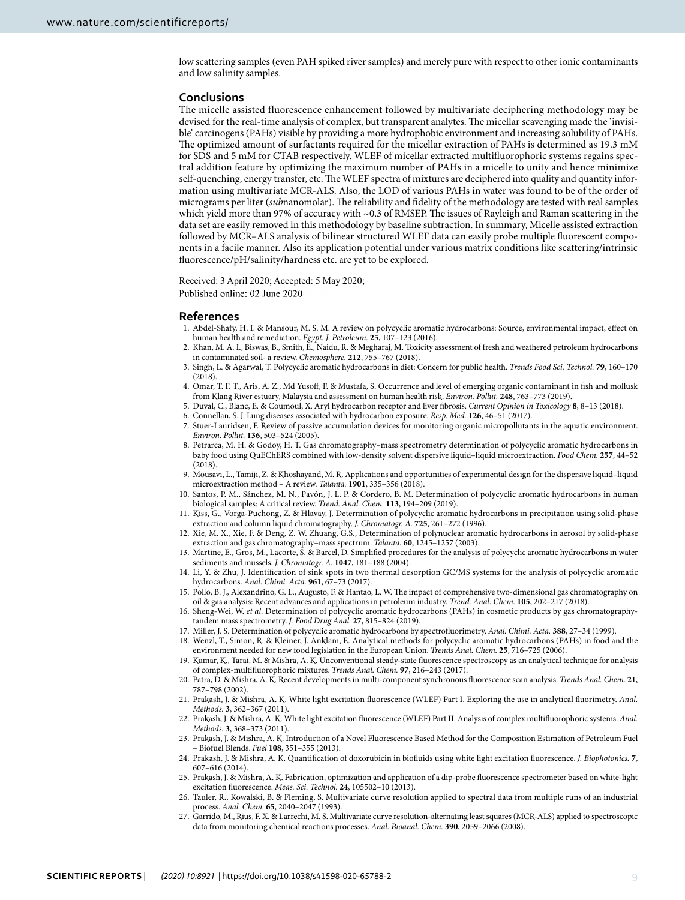low scattering samples (even PAH spiked river samples) and merely pure with respect to other ionic contaminants and low salinity samples.

## Conclusions

The micelle assisted fluorescence enhancement followed by multivariate deciphering methodology may be devised for the real-time analysis of complex, but transparent analytes. The micellar scavenging made the 'invisible' carcinogens (PAHs) visible by providing a more hydrophobic environment and increasing solubility of PAHs. The optimized amount of surfactants required for the micellar extraction of PAHs is determined as 19.3 mM for SDS and 5 mM for CTAB respectively. WLEF of micellar extracted multifluorophoric systems regains spectral addition feature by optimizing the maximum number of PAHs in a micelle to unity and hence minimize self-quenching, energy transfer, etc. The WLEF spectra of mixtures are deciphered into quality and quantity information using multivariate MCR-ALS. Also, the LOD of various PAHs in water was found to be of the order of micrograms per liter (*sub*nanomolar). The reliability and fidelity of the methodology are tested with real samples which yield more than 97% of accuracy with ~0.3 of RMSEP. The issues of Rayleigh and Raman scattering in the data set are easily removed in this methodology by baseline subtraction. In summary, Micelle assisted extraction followed by MCR–ALS analysis of bilinear structured WLEF data can easily probe multiple fluorescent components in a facile manner. Also its application potential under various matrix conditions like scattering/intrinsic fluorescence/pH/salinity/hardness etc. are yet to be explored.

Received: 3 April 2020; Accepted: 5 May 2020;
Published online: 02 June 2020

## References

1. Abdel-Shafy, H. I. & Mansour, M. S. M. A review on polycyclic aromatic hydrocarbons: Source, environmental impact, effect on human health and remediation. *Egypt. J. Petroleum.* **25**, 107–123 (2016).
2. Khan, M. A. I., Biswas, B., Smith, E., Naidu, R. & Megharaj, M. Toxicity assessment of fresh and weathered petroleum hydrocarbons in contaminated soil- a review. *Chemosphere.* **212**, 755–767 (2018).
3. Singh, L. & Agarwal, T. Polycyclic aromatic hydrocarbons in diet: Concern for public health. *Trends Food Sci. Technol.* **79**, 160–170 (2018).
4. Omar, T. F. T., Aris, A. Z., Md Yusoff, F. & Mustafa, S. Occurrence and level of emerging organic contaminant in fish and mollusk from Klang River estuary, Malaysia and assessment on human health risk. *Environ. Pollut.* **248**, 763–773 (2019).
5. Duval, C., Blanc, E. & Coumoul, X. Aryl hydrocarbon receptor and liver fibrosis. *Current Opinion in Toxicology* **8**, 8–13 (2018).
6. Connellan, S. J. Lung diseases associated with hydrocarbon exposure. *Resp. Med.* **126**, 46–51 (2017).
7. Stuer-Lauridsen, F. Review of passive accumulation devices for monitoring organic micropollutants in the aquatic environment. *Environ. Pollut.* **136**, 503–524 (2005).
8. Petrarca, M. H. & Godoy, H. T. Gas chromatography–mass spectrometry determination of polycyclic aromatic hydrocarbons in baby food using QuEChERS combined with low-density solvent dispersive liquid–liquid microextraction. *Food Chem.* **257**, 44–52 (2018).
9. Mousavi, L., Tamiji, Z. & Khoshayand, M. R. Applications and opportunities of experimental design for the dispersive liquid–liquid microextraction method – A review. *Talanta.* **1901**, 335–356 (2018).
10. Santos, P. M., Sánchez, M. N., Pavón, J. L. P. & Cordero, B. M. Determination of polycyclic aromatic hydrocarbons in human biological samples: A critical review. *Trend. Anal. Chem.* **113**, 194–209 (2019).
11. Kiss, G., Vorga-Puchong, Z. & Hlavay, J. Determination of polycyclic aromatic hydrocarbons in precipitation using solid-phase extraction and column liquid chromatography. *J. Chromatogr. A.* **725**, 261–272 (1996).
12. Xie, M. X., Xie, F. & Deng, Z. W. Zhuang, G.S., Determination of polynuclear aromatic hydrocarbons in aerosol by solid-phase extraction and gas chromatography–mass spectrum. *Talanta.* **60**, 1245–1257 (2003).
13. Martine, E., Gros, M., Lacorte, S. & Barcel, D. Simplified procedures for the analysis of polycyclic aromatic hydrocarbons in water sediments and mussels. *J. Chromatogr. A.* **1047**, 181–188 (2004).
14. Li, Y. & Zhu, J. Identification of sink spots in two thermal desorption GC/MS systems for the analysis of polycyclic aromatic hydrocarbons. *Anal. Chimi. Acta.* **961**, 67–73 (2017).
15. Pollo, B. J., Alexandrino, G. L., Augusto, F. & Hantao, L. W. The impact of comprehensive two-dimensional gas chromatography on oil & gas analysis: Recent advances and applications in petroleum industry. *Trend. Anal. Chem.* **105**, 202–217 (2018).
16. Sheng-Wei, W. *et al.* Determination of polycyclic aromatic hydrocarbons (PAHs) in cosmetic products by gas chromatography-tandem mass spectrometry. *J. Food Drug Anal.* **27**, 815–824 (2019).
17. Miller, J. S. Determination of polycyclic aromatic hydrocarbons by spectrofluorimetry. *Anal. Chimi. Acta.* **388**, 27–34 (1999).
18. Wenzl, T., Simon, R. & Kleiner, J. Anklam, E. Analytical methods for polycyclic aromatic hydrocarbons (PAHs) in food and the environment needed for new food legislation in the European Union. *Trends Anal. Chem.* **25**, 716–725 (2006).
19. Kumar, K., Tarai, M. & Mishra, A. K. Unconventional steady-state fluorescence spectroscopy as an analytical technique for analysis of complex-multifluorophoric mixtures. *Trends Anal. Chem.* **97**, 216–243 (2017).
20. Patra, D. & Mishra, A. K. Recent developments in multi-component synchronous fluorescence scan analysis. *Trends Anal. Chem.* **21**, 787–798 (2002).
21. Prakash, J. & Mishra, A. K. White light excitation fluorescence (WLEF) Part I. Exploring the use in analytical fluorimetry. *Anal. Methods.* **3**, 362–367 (2011).
22. Prakash, J. & Mishra, A. K. White light excitation fluorescence (WLEF) Part II. Analysis of complex multifluorophoric systems. *Anal. Methods.* **3**, 368–373 (2011).
23. Prakash, J. & Mishra, A. K. Introduction of a Novel Fluorescence Based Method for the Composition Estimation of Petroleum Fuel – Biofuel Blends. *Fuel* **108**, 351–355 (2013).
24. Prakash, J. & Mishra, A. K. Quantification of doxorubicin in biofluids using white light excitation fluorescence. *J. Biophotonics.* **7**, 607–616 (2014).
25. Prakash, J. & Mishra, A. K. Fabrication, optimization and application of a dip-probe fluorescence spectrometer based on white-light excitation fluorescence. *Meas. Sci. Technol.* **24**, 105502–10 (2013).
26. Tauler, R., Kowalski, B. & Fleming, S. Multivariate curve resolution applied to spectral data from multiple runs of an industrial process. *Anal. Chem.* **65**, 2040–2047 (1993).
27. Garrido, M., Rius, F. X. & Larrechi, M. S. Multivariate curve resolution-alternating least squares (MCR-ALS) applied to spectroscopic data from monitoring chemical reactions processes. *Anal. Bioanal. Chem.* **390**, 2059–2066 (2008).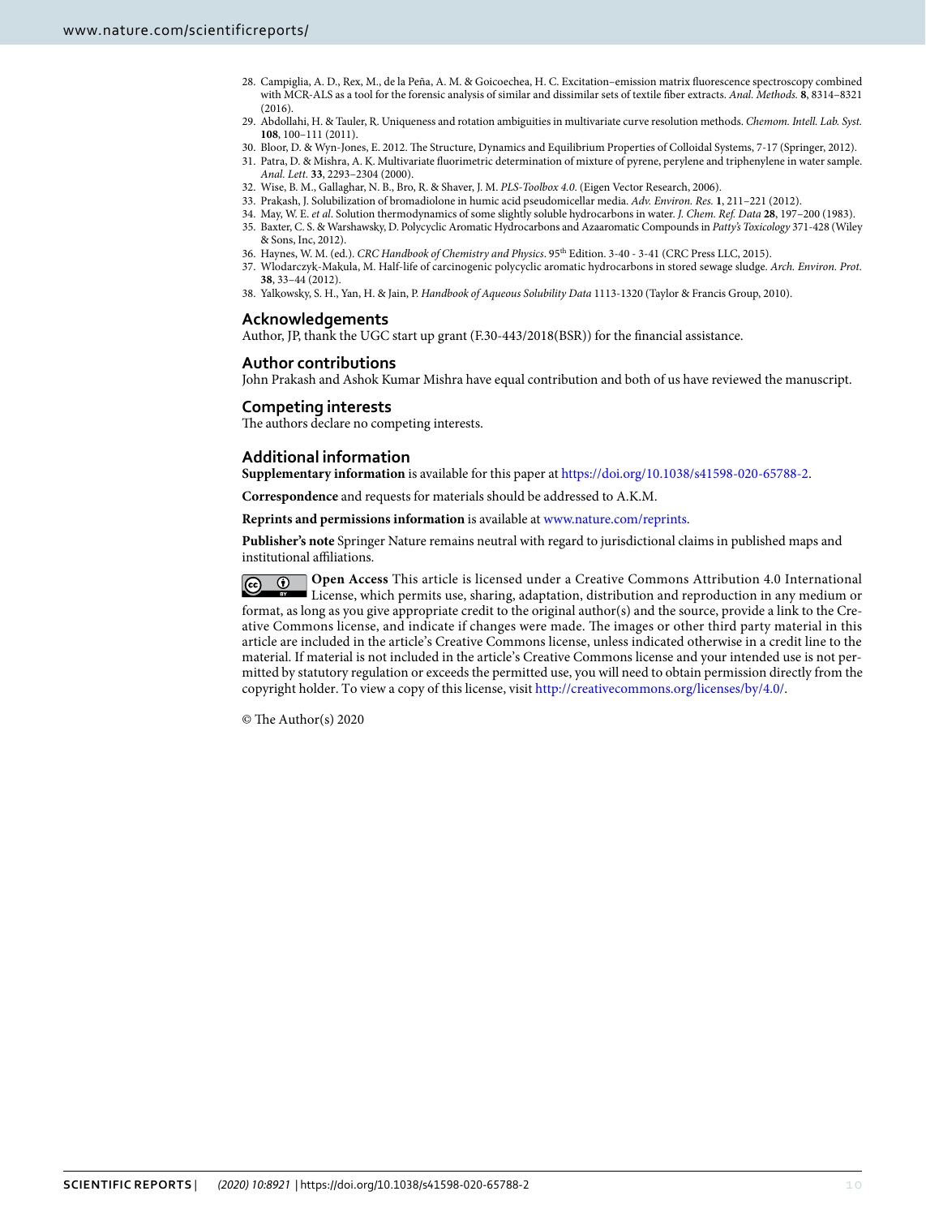28. Campiglia, A. D., Rex, M., de la Peña, A. M. & Goicoechea, H. C. Excitation–emission matrix fluorescence spectroscopy combined with MCR-ALS as a tool for the forensic analysis of similar and dissimilar sets of textile fiber extracts. *Anal. Methods.* **8**, 8314–8321 (2016).
29. Abdollahi, H. & Tauler, R. Uniqueness and rotation ambiguities in multivariate curve resolution methods. *Chemom. Intell. Lab. Syst.* **108**, 100–111 (2011).
30. Bloor, D. & Wyn-Jones, E. 2012. The Structure, Dynamics and Equilibrium Properties of Colloidal Systems, 7-17 (Springer, 2012).
31. Patra, D. & Mishra, A. K. Multivariate fluorimetric determination of mixture of pyrene, perylene and triphenylene in water sample. *Anal. Lett.* **33**, 2293–2304 (2000).
32. Wise, B. M., Gallaghar, N. B., Bro, R. & Shaver, J. M. *PLS-Toolbox 4.0*. (Eigen Vector Research, 2006).
33. Prakash, J. Solubilization of bromadiolone in humic acid pseudomicellar media. *Adv. Environ. Res.* **1**, 211–221 (2012).
34. May, W. E. *et al*. Solution thermodynamics of some slightly soluble hydrocarbons in water. *J. Chem. Ref. Data* **28**, 197–200 (1983).
35. Baxter, C. S. & Warshawsky, D. Polycyclic Aromatic Hydrocarbons and Azaaromatic Compounds in *Patty's Toxicology* 371-428 (Wiley & Sons, Inc, 2012).
36. Haynes, W. M. (ed.). *CRC Handbook of Chemistry and Physics*. 95th Edition. 3-40 - 3-41 (CRC Press LLC, 2015).
37. Wlodarczyk-Makula, M. Half-life of carcinogenic polycyclic aromatic hydrocarbons in stored sewage sludge. *Arch. Environ. Prot.* **38**, 33–44 (2012).
38. Yalkowsky, S. H., Yan, H. & Jain, P. *Handbook of Aqueous Solubility Data* 1113-1320 (Taylor & Francis Group, 2010).

## Acknowledgements

Author, JP, thank the UGC start up grant (F.30-443/2018(BSR)) for the financial assistance.

## Author contributions

John Prakash and Ashok Kumar Mishra have equal contribution and both of us have reviewed the manuscript.

## Competing interests

The authors declare no competing interests.

## Additional information

**Supplementary information** is available for this paper at https://doi.org/10.1038/s41598-020-65788-2.

**Correspondence** and requests for materials should be addressed to A.K.M.

**Reprints and permissions information** is available at www.nature.com/reprints.

**Publisher's note** Springer Nature remains neutral with regard to jurisdictional claims in published maps and institutional affiliations.

**Open Access** This article is licensed under a Creative Commons Attribution 4.0 International License, which permits use, sharing, adaptation, distribution and reproduction in any medium or format, as long as you give appropriate credit to the original author(s) and the source, provide a link to the Creative Commons license, and indicate if changes were made. The images or other third party material in this article are included in the article's Creative Commons license, unless indicated otherwise in a credit line to the material. If material is not included in the article's Creative Commons license and your intended use is not permitted by statutory regulation or exceeds the permitted use, you will need to obtain permission directly from the copyright holder. To view a copy of this license, visit http://creativecommons.org/licenses/by/4.0/.

© The Author(s) 2020